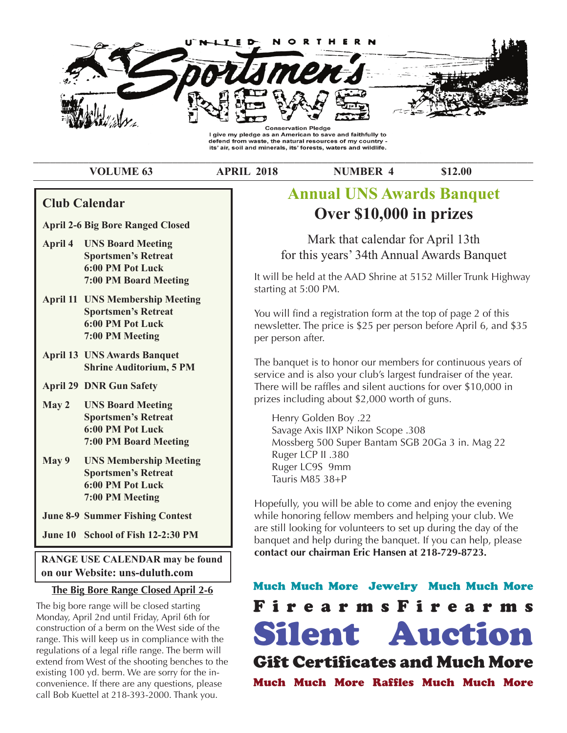# UNITED NORTHERN Sportsmen's NEWS

**Conservation Pledge**
I give my pledge as an American to save and faithfully to defend from waste, the natural resources of my country - its' air, soil and minerals, its' forests, waters and wildlife.

**VOLUME 63 | APRIL 2018 | NUMBER 4 | $12.00**

## Club Calendar

**April 2-6 Big Bore Ranged Closed**

**April 4** — **UNS Board Meeting**
**Sportsmen's Retreat**
**6:00 PM Pot Luck**
**7:00 PM Board Meeting**

**April 11** — **UNS Membership Meeting**
**Sportsmen's Retreat**
**6:00 PM Pot Luck**
**7:00 PM Meeting**

**April 13** — **UNS Awards Banquet**
**Shrine Auditorium, 5 PM**

**April 29** — **DNR Gun Safety**

**May 2** — **UNS Board Meeting**
**Sportsmen's Retreat**
**6:00 PM Pot Luck**
**7:00 PM Board Meeting**

**May 9** — **UNS Membership Meeting**
**Sportsmen's Retreat**
**6:00 PM Pot Luck**
**7:00 PM Meeting**

**June 8-9** — **Summer Fishing Contest**

**June 10** — **School of Fish 12-2:30 PM**

**RANGE USE CALENDAR may be found on our Website: uns-duluth.com**

### The Big Bore Range Closed April 2-6

The big bore range will be closed starting Monday, April 2nd until Friday, April 6th for construction of a berm on the West side of the range. This will keep us in compliance with the regulations of a legal rifle range. The berm will extend from West of the shooting benches to the existing 100 yd. berm. We are sorry for the inconvenience. If there are any questions, please call Bob Kuettel at 218-393-2000. Thank you.

## Annual UNS Awards Banquet
## Over $10,000 in prizes

Mark that calendar for April 13th for this years' 34th Annual Awards Banquet

It will be held at the AAD Shrine at 5152 Miller Trunk Highway starting at 5:00 PM.

You will find a registration form at the top of page 2 of this newsletter. The price is $25 per person before April 6, and $35 per person after.

The banquet is to honor our members for continuous years of service and is also your club's largest fundraiser of the year. There will be raffles and silent auctions for over $10,000 in prizes including about $2,000 worth of guns.

Henry Golden Boy .22
Savage Axis IIXP Nikon Scope .308
Mossberg 500 Super Bantam SGB 20Ga 3 in. Mag 22
Ruger LCP II .380
Ruger LC9S 9mm
Tauris M85 38+P

Hopefully, you will be able to come and enjoy the evening while honoring fellow members and helping your club. We are still looking for volunteers to set up during the day of the banquet and help during the banquet. If you can help, please **contact our chairman Eric Hansen at 218-729-8723.**

**Much Much More Jewelry Much Much More**

**F i r e a r m s F i r e a r m s**

# Silent Auction

**Gift Certificates and Much More**

**Much Much More Raffles Much Much More**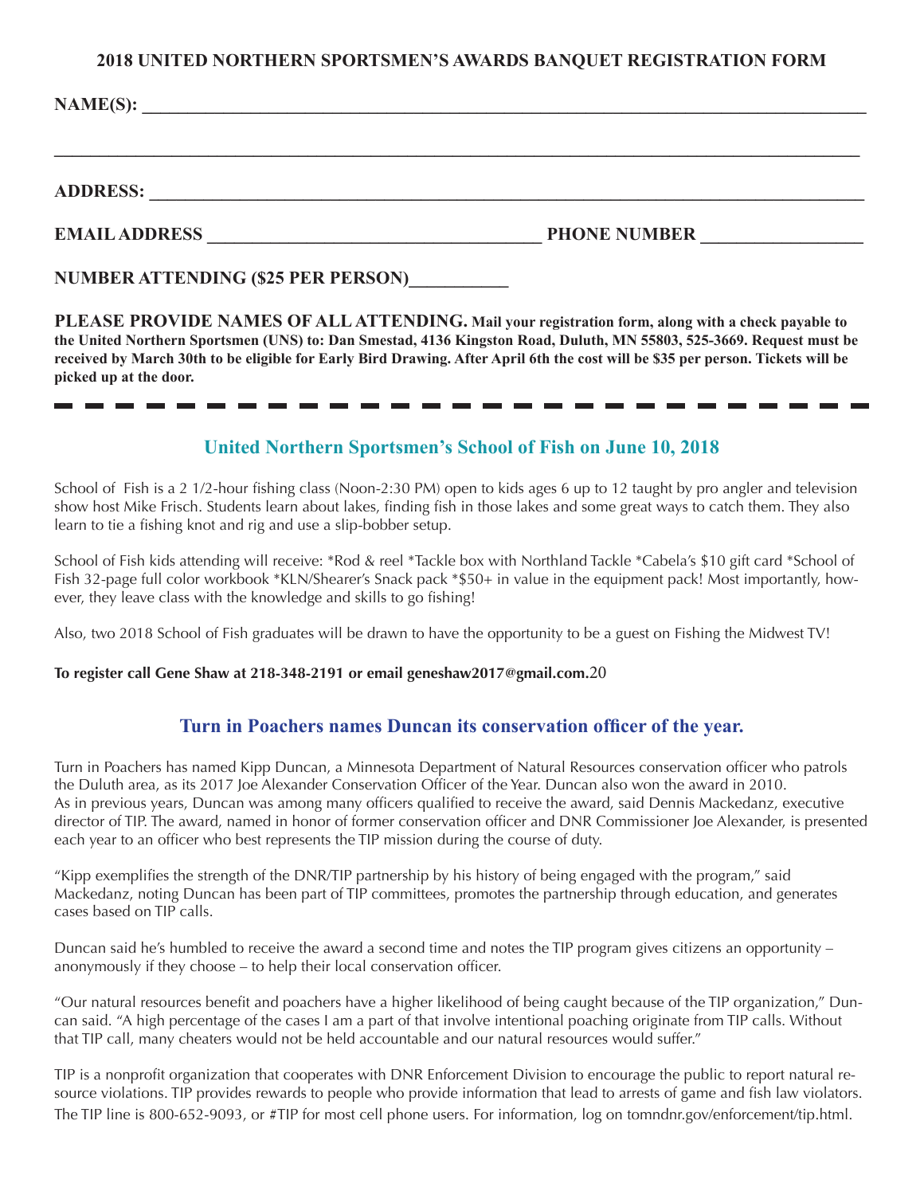## 2018 UNITED NORTHERN SPORTSMEN'S AWARDS BANQUET REGISTRATION FORM

**NAME(S):** ______________________________________________________________________________

______________________________________________________________________________________

**ADDRESS:** ____________________________________________________________________________

**EMAIL ADDRESS** ___________________________________ **PHONE NUMBER** _________________

**NUMBER ATTENDING ($25 PER PERSON)**___________

**PLEASE PROVIDE NAMES OF ALL ATTENDING. Mail your registration form, along with a check payable to the United Northern Sportsmen (UNS) to: Dan Smestad, 4136 Kingston Road, Duluth, MN 55803, 525-3669. Request must be received by March 30th to be eligible for Early Bird Drawing. After April 6th the cost will be $35 per person. Tickets will be picked up at the door.**

---

## United Northern Sportsmen's School of Fish on June 10, 2018

School of Fish is a 2 1/2-hour fishing class (Noon-2:30 PM) open to kids ages 6 up to 12 taught by pro angler and television show host Mike Frisch. Students learn about lakes, finding fish in those lakes and some great ways to catch them. They also learn to tie a fishing knot and rig and use a slip-bobber setup.

School of Fish kids attending will receive: *Rod & reel *Tackle box with Northland Tackle *Cabela's $10 gift card *School of Fish 32-page full color workbook *KLN/Shearer's Snack pack *$50+ in value in the equipment pack! Most importantly, however, they leave class with the knowledge and skills to go fishing!

Also, two 2018 School of Fish graduates will be drawn to have the opportunity to be a guest on Fishing the Midwest TV!

**To register call Gene Shaw at 218-348-2191 or email geneshaw2017@gmail.com.**20

## Turn in Poachers names Duncan its conservation officer of the year.

Turn in Poachers has named Kipp Duncan, a Minnesota Department of Natural Resources conservation officer who patrols the Duluth area, as its 2017 Joe Alexander Conservation Officer of the Year. Duncan also won the award in 2010. As in previous years, Duncan was among many officers qualified to receive the award, said Dennis Mackedanz, executive director of TIP. The award, named in honor of former conservation officer and DNR Commissioner Joe Alexander, is presented each year to an officer who best represents the TIP mission during the course of duty.

"Kipp exemplifies the strength of the DNR/TIP partnership by his history of being engaged with the program," said Mackedanz, noting Duncan has been part of TIP committees, promotes the partnership through education, and generates cases based on TIP calls.

Duncan said he's humbled to receive the award a second time and notes the TIP program gives citizens an opportunity – anonymously if they choose – to help their local conservation officer.

"Our natural resources benefit and poachers have a higher likelihood of being caught because of the TIP organization," Duncan said. "A high percentage of the cases I am a part of that involve intentional poaching originate from TIP calls. Without that TIP call, many cheaters would not be held accountable and our natural resources would suffer."

TIP is a nonprofit organization that cooperates with DNR Enforcement Division to encourage the public to report natural resource violations. TIP provides rewards to people who provide information that lead to arrests of game and fish law violators. The TIP line is 800-652-9093, or #TIP for most cell phone users. For information, log on tomndnr.gov/enforcement/tip.html.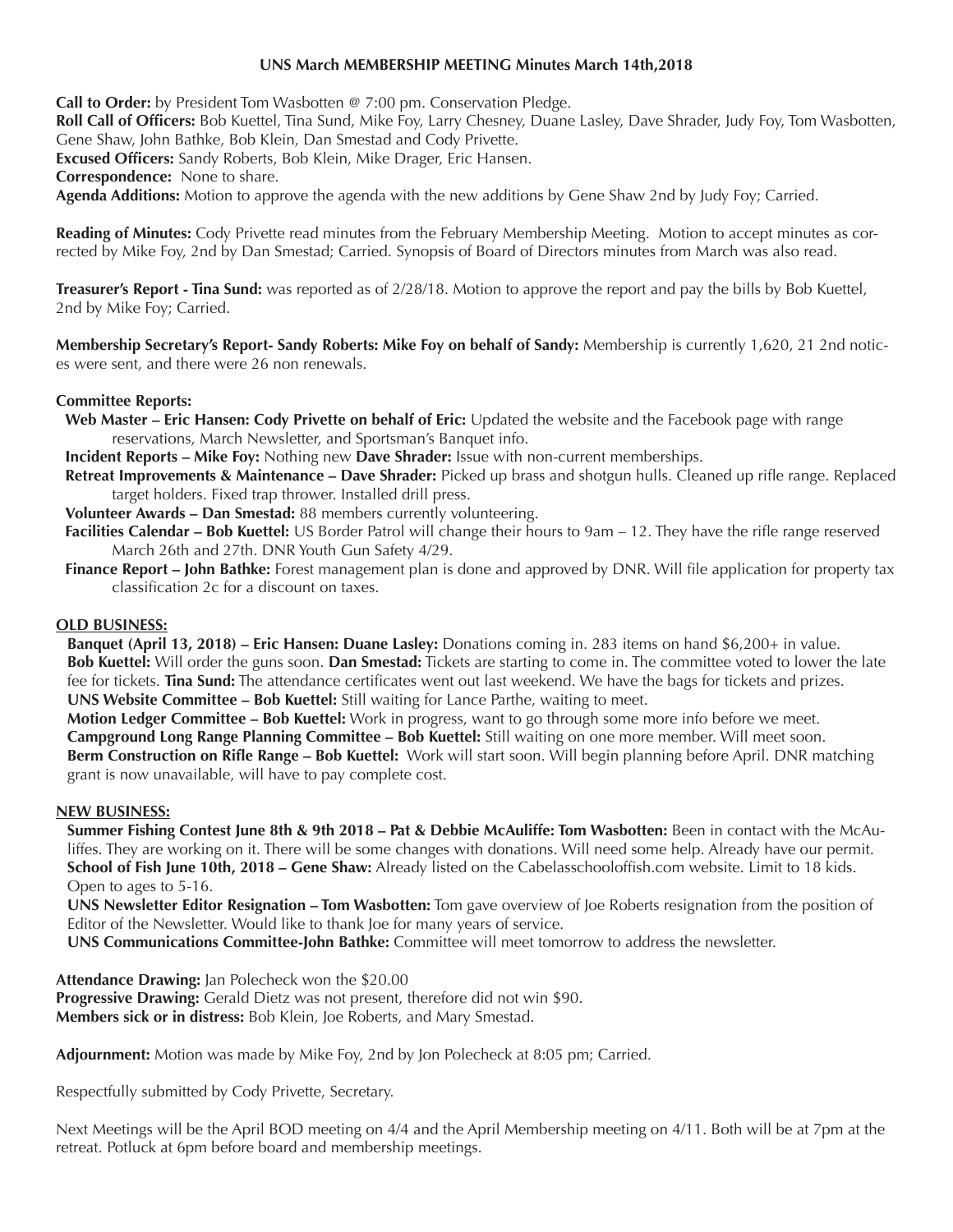## UNS March MEMBERSHIP MEETING Minutes March 14th,2018

**Call to Order:** by President Tom Wasbotten @ 7:00 pm. Conservation Pledge.
**Roll Call of Officers:** Bob Kuettel, Tina Sund, Mike Foy, Larry Chesney, Duane Lasley, Dave Shrader, Judy Foy, Tom Wasbotten, Gene Shaw, John Bathke, Bob Klein, Dan Smestad and Cody Privette.
**Excused Officers:** Sandy Roberts, Bob Klein, Mike Drager, Eric Hansen.
**Correspondence:** None to share.
**Agenda Additions:** Motion to approve the agenda with the new additions by Gene Shaw 2nd by Judy Foy; Carried.

**Reading of Minutes:** Cody Privette read minutes from the February Membership Meeting. Motion to accept minutes as corrected by Mike Foy, 2nd by Dan Smestad; Carried. Synopsis of Board of Directors minutes from March was also read.

**Treasurer's Report - Tina Sund:** was reported as of 2/28/18. Motion to approve the report and pay the bills by Bob Kuettel, 2nd by Mike Foy; Carried.

**Membership Secretary's Report- Sandy Roberts: Mike Foy on behalf of Sandy:** Membership is currently 1,620, 21 2nd notices were sent, and there were 26 non renewals.

**Committee Reports:**

- **Web Master – Eric Hansen: Cody Privette on behalf of Eric:** Updated the website and the Facebook page with range reservations, March Newsletter, and Sportsman's Banquet info.
- **Incident Reports – Mike Foy:** Nothing new **Dave Shrader:** Issue with non-current memberships.
- **Retreat Improvements & Maintenance – Dave Shrader:** Picked up brass and shotgun hulls. Cleaned up rifle range. Replaced target holders. Fixed trap thrower. Installed drill press.
- **Volunteer Awards – Dan Smestad:** 88 members currently volunteering.
- **Facilities Calendar – Bob Kuettel:** US Border Patrol will change their hours to 9am – 12. They have the rifle range reserved March 26th and 27th. DNR Youth Gun Safety 4/29.
- **Finance Report – John Bathke:** Forest management plan is done and approved by DNR. Will file application for property tax classification 2c for a discount on taxes.

**OLD BUSINESS:**

**Banquet (April 13, 2018) – Eric Hansen: Duane Lasley:** Donations coming in. 283 items on hand $6,200+ in value. **Bob Kuettel:** Will order the guns soon. **Dan Smestad:** Tickets are starting to come in. The committee voted to lower the late fee for tickets. **Tina Sund:** The attendance certificates went out last weekend. We have the bags for tickets and prizes.
**UNS Website Committee – Bob Kuettel:** Still waiting for Lance Parthe, waiting to meet.
**Motion Ledger Committee – Bob Kuettel:** Work in progress, want to go through some more info before we meet.
**Campground Long Range Planning Committee – Bob Kuettel:** Still waiting on one more member. Will meet soon.
**Berm Construction on Rifle Range – Bob Kuettel:** Work will start soon. Will begin planning before April. DNR matching grant is now unavailable, will have to pay complete cost.

**NEW BUSINESS:**

**Summer Fishing Contest June 8th & 9th 2018 – Pat & Debbie McAuliffe: Tom Wasbotten:** Been in contact with the McAuliffes. They are working on it. There will be some changes with donations. Will need some help. Already have our permit.
**School of Fish June 10th, 2018 – Gene Shaw:** Already listed on the Cabelasschooloffish.com website. Limit to 18 kids. Open to ages to 5-16.
**UNS Newsletter Editor Resignation – Tom Wasbotten:** Tom gave overview of Joe Roberts resignation from the position of Editor of the Newsletter. Would like to thank Joe for many years of service.
**UNS Communications Committee-John Bathke:** Committee will meet tomorrow to address the newsletter.

**Attendance Drawing:** Jan Polecheck won the $20.00
**Progressive Drawing:** Gerald Dietz was not present, therefore did not win $90.
**Members sick or in distress:** Bob Klein, Joe Roberts, and Mary Smestad.

**Adjournment:** Motion was made by Mike Foy, 2nd by Jon Polecheck at 8:05 pm; Carried.

Respectfully submitted by Cody Privette, Secretary.

Next Meetings will be the April BOD meeting on 4/4 and the April Membership meeting on 4/11. Both will be at 7pm at the retreat. Potluck at 6pm before board and membership meetings.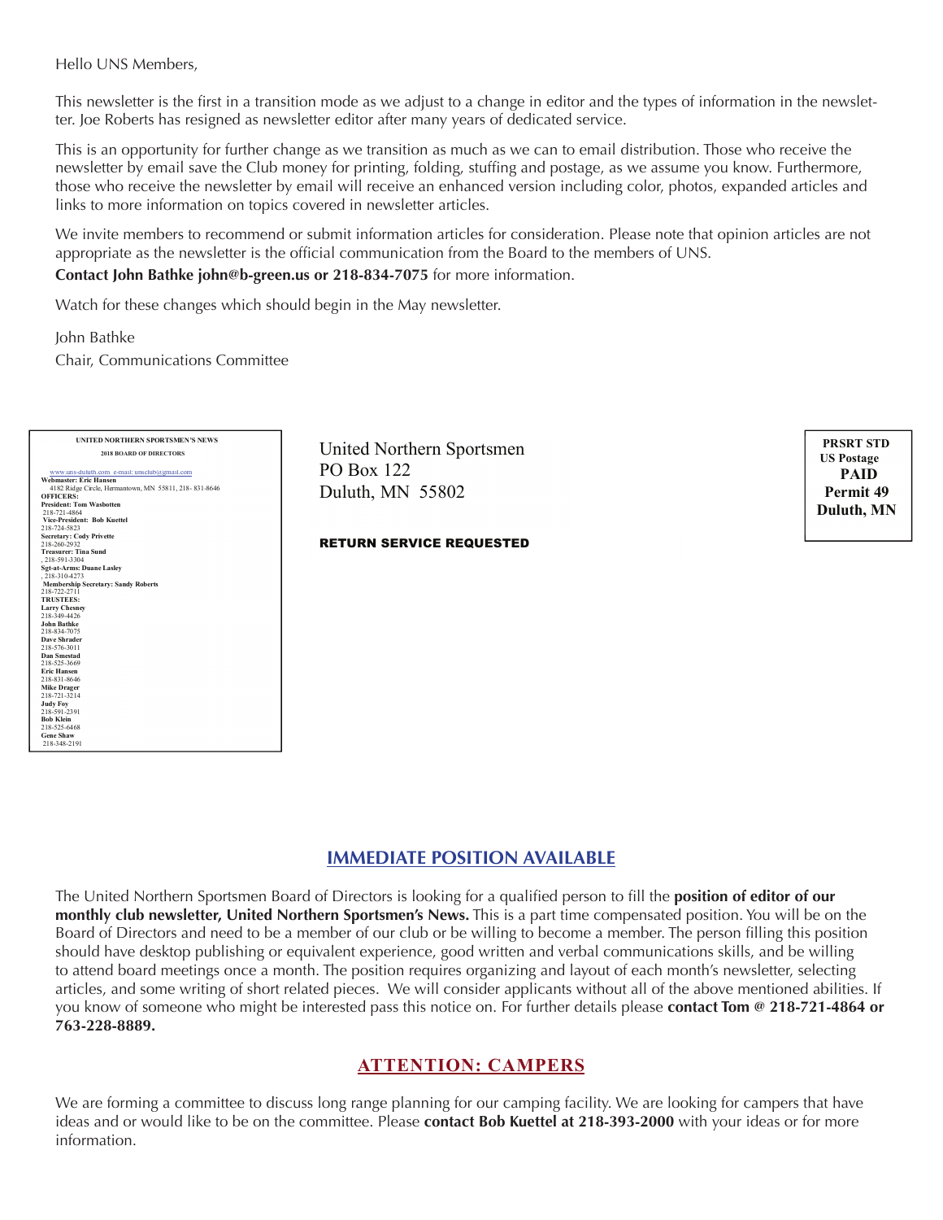Hello UNS Members,

This newsletter is the first in a transition mode as we adjust to a change in editor and the types of information in the newsletter. Joe Roberts has resigned as newsletter editor after many years of dedicated service.

This is an opportunity for further change as we transition as much as we can to email distribution. Those who receive the newsletter by email save the Club money for printing, folding, stuffing and postage, as we assume you know. Furthermore, those who receive the newsletter by email will receive an enhanced version including color, photos, expanded articles and links to more information on topics covered in newsletter articles.

We invite members to recommend or submit information articles for consideration. Please note that opinion articles are not appropriate as the newsletter is the official communication from the Board to the members of UNS.

**Contact John Bathke john@b-green.us or 218-834-7075** for more information.

Watch for these changes which should begin in the May newsletter.

John Bathke
Chair, Communications Committee

**UNITED NORTHERN SPORTSMEN'S NEWS**
**2018 BOARD OF DIRECTORS**

www.uns-duluth.com e-mail: unsclub@gmail.com
**Webmaster: Eric Hansen**
4182 Ridge Circle, Hermantown, MN 55811, 218- 831-8646
**OFFICERS:**
**President: Tom Wasbotten**
218-721-4864
**Vice-President: Bob Kuettel**
218-724-5823
**Secretary: Cody Privette**
218-260-2932
**Treasurer: Tina Sund**
, 218-591-3304
**Sgt-at-Arms: Duane Lasley**
, 218-310-4273
**Membership Secretary: Sandy Roberts**
218-722-2711
**TRUSTEES:**
**Larry Chesney**
218-349-4426
**John Bathke**
218-834-7075
**Dave Shrader**
218-576-3011
**Dan Smestad**
218-525-3669
**Eric Hansen**
218-831-8646
**Mike Drager**
218-721-3214
**Judy Foy**
218-591-2391
**Bob Klein**
218-525-6468
**Gene Shaw**
218-348-2191

United Northern Sportsmen
PO Box 122
Duluth, MN 55802

RETURN SERVICE REQUESTED

PRSRT STD
US Postage
PAID
Permit 49
Duluth, MN

## IMMEDIATE POSITION AVAILABLE

The United Northern Sportsmen Board of Directors is looking for a qualified person to fill the **position of editor of our monthly club newsletter, United Northern Sportsmen's News.** This is a part time compensated position. You will be on the Board of Directors and need to be a member of our club or be willing to become a member. The person filling this position should have desktop publishing or equivalent experience, good written and verbal communications skills, and be willing to attend board meetings once a month. The position requires organizing and layout of each month's newsletter, selecting articles, and some writing of short related pieces. We will consider applicants without all of the above mentioned abilities. If you know of someone who might be interested pass this notice on. For further details please **contact Tom @ 218-721-4864 or 763-228-8889.**

## ATTENTION: CAMPERS

We are forming a committee to discuss long range planning for our camping facility. We are looking for campers that have ideas and or would like to be on the committee. Please **contact Bob Kuettel at 218-393-2000** with your ideas or for more information.